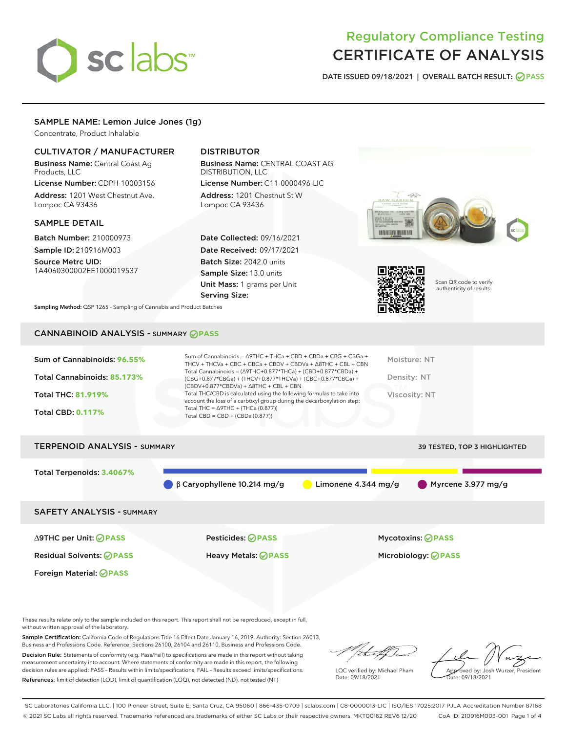# Regulatory Compliance Testing
# CERTIFICATE OF ANALYSIS

DATE ISSUED 09/18/2021 | OVERALL BATCH RESULT: PASS

## SAMPLE NAME: Lemon Juice Jones (1g)

Concentrate, Product Inhalable

### CULTIVATOR / MANUFACTURER

**Business Name:** Central Coast Ag Products, LLC

**License Number:** CDPH-10003156

**Address:** 1201 West Chestnut Ave. Lompoc CA 93436

### DISTRIBUTOR

**Business Name:** CENTRAL COAST AG DISTRIBUTION, LLC

**License Number:** C11-0000496-LIC

**Address:** 1201 Chestnut St W Lompoc CA 93436

### SAMPLE DETAIL

**Batch Number:** 210000973

**Sample ID:** 210916M003

**Source Metrc UID:** 1A4060300002EE1000019537

**Date Collected:** 09/16/2021

**Date Received:** 09/17/2021

**Batch Size:** 2042.0 units

**Sample Size:** 13.0 units

**Unit Mass:** 1 grams per Unit

**Serving Size:**

Scan QR code to verify authenticity of results.

**Sampling Method:** QSP 1265 - Sampling of Cannabis and Product Batches

## CANNABINOID ANALYSIS - SUMMARY PASS

**Sum of Cannabinoids:** 96.55%

**Total Cannabinoids:** 85.173%

**Total THC:** 81.919%

**Total CBD:** 0.117%

Sum of Cannabinoids = Δ9THC + THCa + CBD + CBDa + CBG + CBGa + THCV + THCVa + CBC + CBCa + CBDV + CBDVa + Δ8THC + CBL + CBN

Total Cannabinoids = (Δ9THC+0.877*THCa) + (CBD+0.877*CBDa) + (CBG+0.877*CBGa) + (THCV+0.877*THCVa) + (CBC+0.877*CBCa) + (CBDV+0.877*CBDVa) + Δ8THC + CBL + CBN

Total THC/CBD is calculated using the following formulas to take into account the loss of a carboxyl group during the decarboxylation step:

Total THC = Δ9THC + (THCa (0.877))

Total CBD = CBD + (CBDa (0.877))

Moisture: NT

Density: NT

Viscosity: NT

## TERPENOID ANALYSIS - SUMMARY

39 TESTED, TOP 3 HIGHLIGHTED

**Total Terpenoids:** 3.4067%

β Caryophyllene 10.214 mg/g | Limonene 4.344 mg/g | Myrcene 3.977 mg/g

## SAFETY ANALYSIS - SUMMARY

| | | |
|---|---|---|
| Δ9THC per Unit: PASS | Pesticides: PASS | Mycotoxins: PASS |
| Residual Solvents: PASS | Heavy Metals: PASS | Microbiology: PASS |
| Foreign Material: PASS | | |

These results relate only to the sample included on this report. This report shall not be reproduced, except in full, without written approval of the laboratory.

**Sample Certification:** California Code of Regulations Title 16 Effect Date January 16, 2019. Authority: Section 26013, Business and Professions Code. Reference: Sections 26100, 26104 and 26110, Business and Professions Code.

**Decision Rule:** Statements of conformity (e.g. Pass/Fail) to specifications are made in this report without taking measurement uncertainty into account. Where statements of conformity are made in this report, the following decision rules are applied: PASS – Results within limits/specifications, FAIL – Results exceed limits/specifications.

**References:** limit of detection (LOD), limit of quantification (LOQ), not detected (ND), not tested (NT)

LQC verified by: Michael Pham
Date: 09/18/2021

Approved by: Josh Wurzer, President
Date: 09/18/2021

SC Laboratories California LLC. | 100 Pioneer Street, Suite E, Santa Cruz, CA 95060 | 866-435-0709 | sclabs.com | C8-0000013-LIC | ISO/IES 17025:2017 PJLA Accreditation Number 87168
© 2021 SC Labs all rights reserved. Trademarks referenced are trademarks of either SC Labs or their respective owners. MKT00162 REV6 12/20 CoA ID: 210916M003-001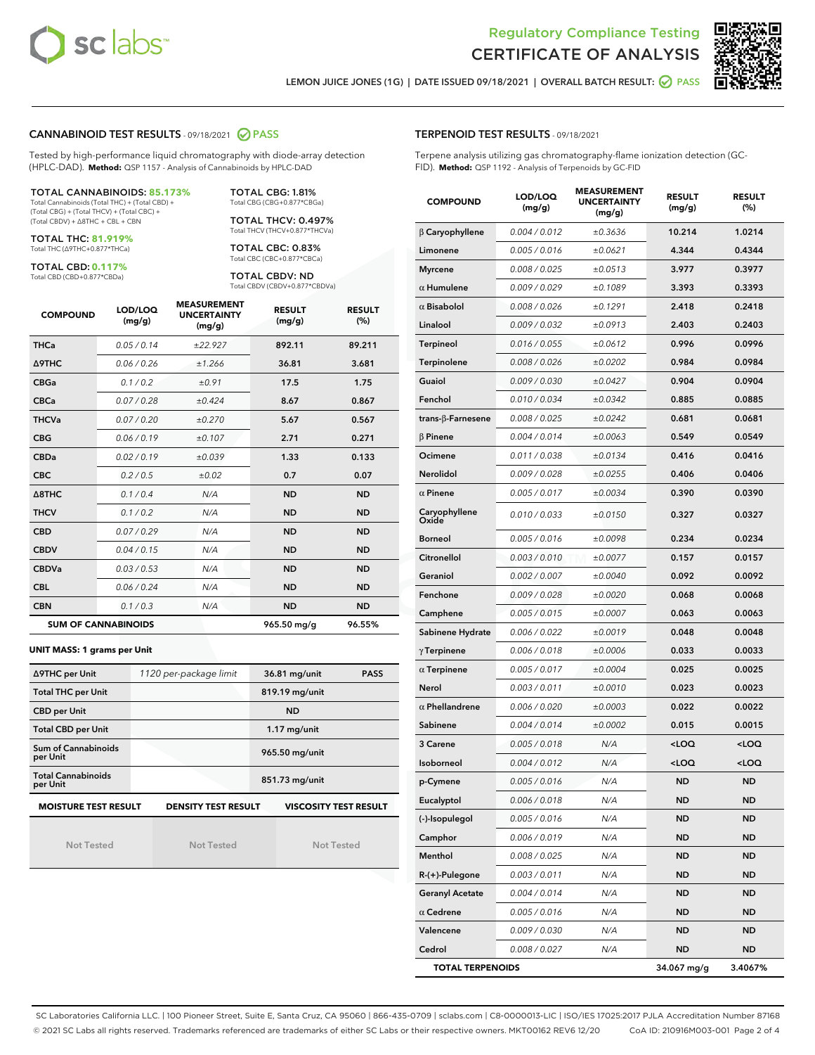# Regulatory Compliance Testing
# CERTIFICATE OF ANALYSIS

LEMON JUICE JONES (1G) | DATE ISSUED 09/18/2021 | OVERALL BATCH RESULT: PASS

## CANNABINOID TEST RESULTS - 09/18/2021 PASS

Tested by high-performance liquid chromatography with diode-array detection (HPLC-DAD). **Method:** QSP 1157 - Analysis of Cannabinoids by HPLC-DAD

**TOTAL CANNABINOIDS: 85.173%**
Total Cannabinoids (Total THC) + (Total CBD) + (Total CBG) + (Total THCV) + (Total CBC) + (Total CBDV) + Δ8THC + CBL + CBN

**TOTAL THC: 81.919%**
Total THC (Δ9THC+0.877*THCa)

**TOTAL CBD: 0.117%**
Total CBD (CBD+0.877*CBDa)

**TOTAL CBG: 1.81%**
Total CBG (CBG+0.877*CBGa)

**TOTAL THCV: 0.497%**
Total THCV (THCV+0.877*THCVa)

**TOTAL CBC: 0.83%**
Total CBC (CBC+0.877*CBCa)

**TOTAL CBDV: ND**
Total CBDV (CBDV+0.877*CBDVa)

| COMPOUND | LOD/LOQ (mg/g) | MEASUREMENT UNCERTAINTY (mg/g) | RESULT (mg/g) | RESULT (%) |
|---|---|---|---|---|
| THCa | 0.05 / 0.14 | ±22.927 | 892.11 | 89.211 |
| Δ9THC | 0.06 / 0.26 | ±1.266 | 36.81 | 3.681 |
| CBGa | 0.1 / 0.2 | ±0.91 | 17.5 | 1.75 |
| CBCa | 0.07 / 0.28 | ±0.424 | 8.67 | 0.867 |
| THCVa | 0.07 / 0.20 | ±0.270 | 5.67 | 0.567 |
| CBG | 0.06 / 0.19 | ±0.107 | 2.71 | 0.271 |
| CBDa | 0.02 / 0.19 | ±0.039 | 1.33 | 0.133 |
| CBC | 0.2 / 0.5 | ±0.02 | 0.7 | 0.07 |
| Δ8THC | 0.1 / 0.4 | N/A | ND | ND |
| THCV | 0.1 / 0.2 | N/A | ND | ND |
| CBD | 0.07 / 0.29 | N/A | ND | ND |
| CBDV | 0.04 / 0.15 | N/A | ND | ND |
| CBDVa | 0.03 / 0.53 | N/A | ND | ND |
| CBL | 0.06 / 0.24 | N/A | ND | ND |
| CBN | 0.1 / 0.3 | N/A | ND | ND |
| **SUM OF CANNABINOIDS** | | | **965.50 mg/g** | **96.55%** |

### UNIT MASS: 1 grams per Unit

| | | | |
|---|---|---|---|
| Δ9THC per Unit | 1120 per-package limit | 36.81 mg/unit | PASS |
| Total THC per Unit | | 819.19 mg/unit | |
| CBD per Unit | | ND | |
| Total CBD per Unit | | 1.17 mg/unit | |
| Sum of Cannabinoids per Unit | | 965.50 mg/unit | |
| Total Cannabinoids per Unit | | 851.73 mg/unit | |

| MOISTURE TEST RESULT | DENSITY TEST RESULT | VISCOSITY TEST RESULT |
|---|---|---|
| Not Tested | Not Tested | Not Tested |

## TERPENOID TEST RESULTS - 09/18/2021

Terpene analysis utilizing gas chromatography-flame ionization detection (GC-FID). **Method:** QSP 1192 - Analysis of Terpenoids by GC-FID

| COMPOUND | LOD/LOQ (mg/g) | MEASUREMENT UNCERTAINTY (mg/g) | RESULT (mg/g) | RESULT (%) |
|---|---|---|---|---|
| β Caryophyllene | 0.004 / 0.012 | ±0.3636 | 10.214 | 1.0214 |
| Limonene | 0.005 / 0.016 | ±0.0621 | 4.344 | 0.4344 |
| Myrcene | 0.008 / 0.025 | ±0.0513 | 3.977 | 0.3977 |
| α Humulene | 0.009 / 0.029 | ±0.1089 | 3.393 | 0.3393 |
| α Bisabolol | 0.008 / 0.026 | ±0.1291 | 2.418 | 0.2418 |
| Linalool | 0.009 / 0.032 | ±0.0913 | 2.403 | 0.2403 |
| Terpineol | 0.016 / 0.055 | ±0.0612 | 0.996 | 0.0996 |
| Terpinolene | 0.008 / 0.026 | ±0.0202 | 0.984 | 0.0984 |
| Guaiol | 0.009 / 0.030 | ±0.0427 | 0.904 | 0.0904 |
| Fenchol | 0.010 / 0.034 | ±0.0342 | 0.885 | 0.0885 |
| trans-β-Farnesene | 0.008 / 0.025 | ±0.0242 | 0.681 | 0.0681 |
| β Pinene | 0.004 / 0.014 | ±0.0063 | 0.549 | 0.0549 |
| Ocimene | 0.011 / 0.038 | ±0.0134 | 0.416 | 0.0416 |
| Nerolidol | 0.009 / 0.028 | ±0.0255 | 0.406 | 0.0406 |
| α Pinene | 0.005 / 0.017 | ±0.0034 | 0.390 | 0.0390 |
| Caryophyllene Oxide | 0.010 / 0.033 | ±0.0150 | 0.327 | 0.0327 |
| Borneol | 0.005 / 0.016 | ±0.0098 | 0.234 | 0.0234 |
| Citronellol | 0.003 / 0.010 | ±0.0077 | 0.157 | 0.0157 |
| Geraniol | 0.002 / 0.007 | ±0.0040 | 0.092 | 0.0092 |
| Fenchone | 0.009 / 0.028 | ±0.0020 | 0.068 | 0.0068 |
| Camphene | 0.005 / 0.015 | ±0.0007 | 0.063 | 0.0063 |
| Sabinene Hydrate | 0.006 / 0.022 | ±0.0019 | 0.048 | 0.0048 |
| γ Terpinene | 0.006 / 0.018 | ±0.0006 | 0.033 | 0.0033 |
| α Terpinene | 0.005 / 0.017 | ±0.0004 | 0.025 | 0.0025 |
| Nerol | 0.003 / 0.011 | ±0.0010 | 0.023 | 0.0023 |
| α Phellandrene | 0.006 / 0.020 | ±0.0003 | 0.022 | 0.0022 |
| Sabinene | 0.004 / 0.014 | ±0.0002 | 0.015 | 0.0015 |
| 3 Carene | 0.005 / 0.018 | N/A | <LOQ | <LOQ |
| Isoborneol | 0.004 / 0.012 | N/A | <LOQ | <LOQ |
| p-Cymene | 0.005 / 0.016 | N/A | ND | ND |
| Eucalyptol | 0.006 / 0.018 | N/A | ND | ND |
| (-)-Isopulegol | 0.005 / 0.016 | N/A | ND | ND |
| Camphor | 0.006 / 0.019 | N/A | ND | ND |
| Menthol | 0.008 / 0.025 | N/A | ND | ND |
| R-(+)-Pulegone | 0.003 / 0.011 | N/A | ND | ND |
| Geranyl Acetate | 0.004 / 0.014 | N/A | ND | ND |
| α Cedrene | 0.005 / 0.016 | N/A | ND | ND |
| Valencene | 0.009 / 0.030 | N/A | ND | ND |
| Cedrol | 0.008 / 0.027 | N/A | ND | ND |
| **TOTAL TERPENOIDS** | | | **34.067 mg/g** | **3.4067%** |

SC Laboratories California LLC. | 100 Pioneer Street, Suite E, Santa Cruz, CA 95060 | 866-435-0709 | sclabs.com | C8-0000013-LIC | ISO/IES 17025:2017 PJLA Accreditation Number 87168
© 2021 SC Labs all rights reserved. Trademarks referenced are trademarks of either SC Labs or their respective owners. MKT00162 REV6 12/20 CoA ID: 210916M003-001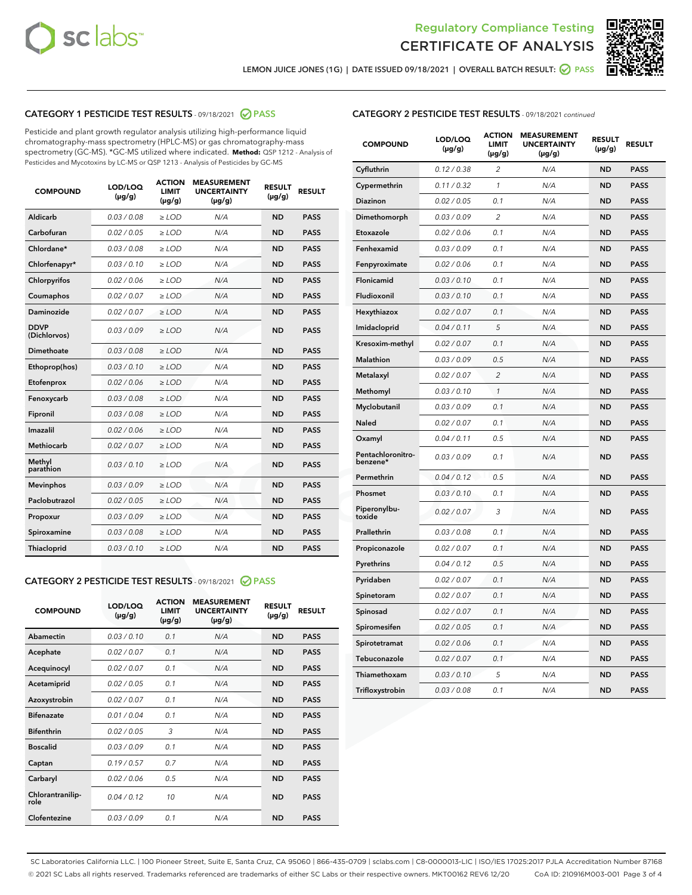Regulatory Compliance Testing
CERTIFICATE OF ANALYSIS

LEMON JUICE JONES (1G) | DATE ISSUED 09/18/2021 | OVERALL BATCH RESULT: PASS

## CATEGORY 1 PESTICIDE TEST RESULTS - 09/18/2021 PASS

Pesticide and plant growth regulator analysis utilizing high-performance liquid chromatography-mass spectrometry (HPLC-MS) or gas chromatography-mass spectrometry (GC-MS). *GC-MS utilized where indicated. **Method:** QSP 1212 - Analysis of Pesticides and Mycotoxins by LC-MS or QSP 1213 - Analysis of Pesticides by GC-MS

| COMPOUND | LOD/LOQ (µg/g) | ACTION LIMIT (µg/g) | MEASUREMENT UNCERTAINTY (µg/g) | RESULT (µg/g) | RESULT |
|---|---|---|---|---|---|
| Aldicarb | 0.03 / 0.08 | ≥ LOD | N/A | ND | PASS |
| Carbofuran | 0.02 / 0.05 | ≥ LOD | N/A | ND | PASS |
| Chlordane* | 0.03 / 0.08 | ≥ LOD | N/A | ND | PASS |
| Chlorfenapyr* | 0.03 / 0.10 | ≥ LOD | N/A | ND | PASS |
| Chlorpyrifos | 0.02 / 0.06 | ≥ LOD | N/A | ND | PASS |
| Coumaphos | 0.02 / 0.07 | ≥ LOD | N/A | ND | PASS |
| Daminozide | 0.02 / 0.07 | ≥ LOD | N/A | ND | PASS |
| DDVP (Dichlorvos) | 0.03 / 0.09 | ≥ LOD | N/A | ND | PASS |
| Dimethoate | 0.03 / 0.08 | ≥ LOD | N/A | ND | PASS |
| Ethoprop(hos) | 0.03 / 0.10 | ≥ LOD | N/A | ND | PASS |
| Etofenprox | 0.02 / 0.06 | ≥ LOD | N/A | ND | PASS |
| Fenoxycarb | 0.03 / 0.08 | ≥ LOD | N/A | ND | PASS |
| Fipronil | 0.03 / 0.08 | ≥ LOD | N/A | ND | PASS |
| Imazalil | 0.02 / 0.06 | ≥ LOD | N/A | ND | PASS |
| Methiocarb | 0.02 / 0.07 | ≥ LOD | N/A | ND | PASS |
| Methyl parathion | 0.03 / 0.10 | ≥ LOD | N/A | ND | PASS |
| Mevinphos | 0.03 / 0.09 | ≥ LOD | N/A | ND | PASS |
| Paclobutrazol | 0.02 / 0.05 | ≥ LOD | N/A | ND | PASS |
| Propoxur | 0.03 / 0.09 | ≥ LOD | N/A | ND | PASS |
| Spiroxamine | 0.03 / 0.08 | ≥ LOD | N/A | ND | PASS |
| Thiacloprid | 0.03 / 0.10 | ≥ LOD | N/A | ND | PASS |

## CATEGORY 2 PESTICIDE TEST RESULTS - 09/18/2021 PASS

| COMPOUND | LOD/LOQ (µg/g) | ACTION LIMIT (µg/g) | MEASUREMENT UNCERTAINTY (µg/g) | RESULT (µg/g) | RESULT |
|---|---|---|---|---|---|
| Abamectin | 0.03 / 0.10 | 0.1 | N/A | ND | PASS |
| Acephate | 0.02 / 0.07 | 0.1 | N/A | ND | PASS |
| Acequinocyl | 0.02 / 0.07 | 0.1 | N/A | ND | PASS |
| Acetamiprid | 0.02 / 0.05 | 0.1 | N/A | ND | PASS |
| Azoxystrobin | 0.02 / 0.07 | 0.1 | N/A | ND | PASS |
| Bifenazate | 0.01 / 0.04 | 0.1 | N/A | ND | PASS |
| Bifenthrin | 0.02 / 0.05 | 3 | N/A | ND | PASS |
| Boscalid | 0.03 / 0.09 | 0.1 | N/A | ND | PASS |
| Captan | 0.19 / 0.57 | 0.7 | N/A | ND | PASS |
| Carbaryl | 0.02 / 0.06 | 0.5 | N/A | ND | PASS |
| Chlorantraniliprole | 0.04 / 0.12 | 10 | N/A | ND | PASS |
| Clofentezine | 0.03 / 0.09 | 0.1 | N/A | ND | PASS |
| Cyfluthrin | 0.12 / 0.38 | 2 | N/A | ND | PASS |
| Cypermethrin | 0.11 / 0.32 | 1 | N/A | ND | PASS |
| Diazinon | 0.02 / 0.05 | 0.1 | N/A | ND | PASS |
| Dimethomorph | 0.03 / 0.09 | 2 | N/A | ND | PASS |
| Etoxazole | 0.02 / 0.06 | 0.1 | N/A | ND | PASS |
| Fenhexamid | 0.03 / 0.09 | 0.1 | N/A | ND | PASS |
| Fenpyroximate | 0.02 / 0.06 | 0.1 | N/A | ND | PASS |
| Flonicamid | 0.03 / 0.10 | 0.1 | N/A | ND | PASS |
| Fludioxonil | 0.03 / 0.10 | 0.1 | N/A | ND | PASS |
| Hexythiazox | 0.02 / 0.07 | 0.1 | N/A | ND | PASS |
| Imidacloprid | 0.04 / 0.11 | 5 | N/A | ND | PASS |
| Kresoxim-methyl | 0.02 / 0.07 | 0.1 | N/A | ND | PASS |
| Malathion | 0.03 / 0.09 | 0.5 | N/A | ND | PASS |
| Metalaxyl | 0.02 / 0.07 | 2 | N/A | ND | PASS |
| Methomyl | 0.03 / 0.10 | 1 | N/A | ND | PASS |
| Myclobutanil | 0.03 / 0.09 | 0.1 | N/A | ND | PASS |
| Naled | 0.02 / 0.07 | 0.1 | N/A | ND | PASS |
| Oxamyl | 0.04 / 0.11 | 0.5 | N/A | ND | PASS |
| Pentachloronitrobenzene* | 0.03 / 0.09 | 0.1 | N/A | ND | PASS |
| Permethrin | 0.04 / 0.12 | 0.5 | N/A | ND | PASS |
| Phosmet | 0.03 / 0.10 | 0.1 | N/A | ND | PASS |
| Piperonylbutoxide | 0.02 / 0.07 | 3 | N/A | ND | PASS |
| Prallethrin | 0.03 / 0.08 | 0.1 | N/A | ND | PASS |
| Propiconazole | 0.02 / 0.07 | 0.1 | N/A | ND | PASS |
| Pyrethrins | 0.04 / 0.12 | 0.5 | N/A | ND | PASS |
| Pyridaben | 0.02 / 0.07 | 0.1 | N/A | ND | PASS |
| Spinetoram | 0.02 / 0.07 | 0.1 | N/A | ND | PASS |
| Spinosad | 0.02 / 0.07 | 0.1 | N/A | ND | PASS |
| Spiromesifen | 0.02 / 0.05 | 0.1 | N/A | ND | PASS |
| Spirotetramat | 0.02 / 0.06 | 0.1 | N/A | ND | PASS |
| Tebuconazole | 0.02 / 0.07 | 0.1 | N/A | ND | PASS |
| Thiamethoxam | 0.03 / 0.10 | 5 | N/A | ND | PASS |
| Trifloxystrobin | 0.03 / 0.08 | 0.1 | N/A | ND | PASS |

SC Laboratories California LLC. | 100 Pioneer Street, Suite E, Santa Cruz, CA 95060 | 866-435-0709 | sclabs.com | C8-0000013-LIC | ISO/IES 17025:2017 PJLA Accreditation Number 87168
© 2021 SC Labs all rights reserved. Trademarks referenced are trademarks of either SC Labs or their respective owners. MKT00162 REV6 12/20 CoA ID: 210916M003-001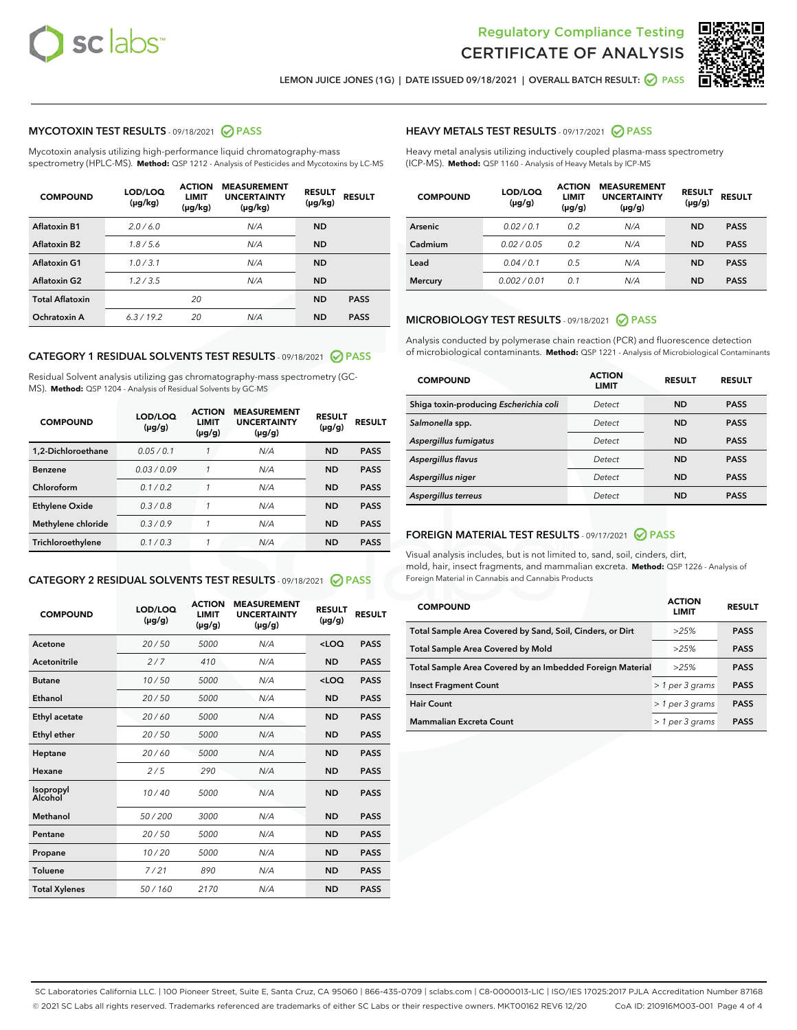Regulatory Compliance Testing
CERTIFICATE OF ANALYSIS

LEMON JUICE JONES (1G) | DATE ISSUED 09/18/2021 | OVERALL BATCH RESULT: PASS

## MYCOTOXIN TEST RESULTS - 09/18/2021 PASS

Mycotoxin analysis utilizing high-performance liquid chromatography-mass spectrometry (HPLC-MS). **Method:** QSP 1212 - Analysis of Pesticides and Mycotoxins by LC-MS

| COMPOUND | LOD/LOQ (μg/kg) | ACTION LIMIT (μg/kg) | MEASUREMENT UNCERTAINTY (μg/kg) | RESULT (μg/kg) | RESULT |
|---|---|---|---|---|---|
| Aflatoxin B1 | 2.0 / 6.0 | | N/A | ND | |
| Aflatoxin B2 | 1.8 / 5.6 | | N/A | ND | |
| Aflatoxin G1 | 1.0 / 3.1 | | N/A | ND | |
| Aflatoxin G2 | 1.2 / 3.5 | | N/A | ND | |
| Total Aflatoxin | | 20 | | ND | PASS |
| Ochratoxin A | 6.3 / 19.2 | 20 | N/A | ND | PASS |

## CATEGORY 1 RESIDUAL SOLVENTS TEST RESULTS - 09/18/2021 PASS

Residual Solvent analysis utilizing gas chromatography-mass spectrometry (GC-MS). **Method:** QSP 1204 - Analysis of Residual Solvents by GC-MS

| COMPOUND | LOD/LOQ (μg/g) | ACTION LIMIT (μg/g) | MEASUREMENT UNCERTAINTY (μg/g) | RESULT (μg/g) | RESULT |
|---|---|---|---|---|---|
| 1,2-Dichloroethane | 0.05 / 0.1 | 1 | N/A | ND | PASS |
| Benzene | 0.03 / 0.09 | 1 | N/A | ND | PASS |
| Chloroform | 0.1 / 0.2 | 1 | N/A | ND | PASS |
| Ethylene Oxide | 0.3 / 0.8 | 1 | N/A | ND | PASS |
| Methylene chloride | 0.3 / 0.9 | 1 | N/A | ND | PASS |
| Trichloroethylene | 0.1 / 0.3 | 1 | N/A | ND | PASS |

## CATEGORY 2 RESIDUAL SOLVENTS TEST RESULTS - 09/18/2021 PASS

| COMPOUND | LOD/LOQ (μg/g) | ACTION LIMIT (μg/g) | MEASUREMENT UNCERTAINTY (μg/g) | RESULT (μg/g) | RESULT |
|---|---|---|---|---|---|
| Acetone | 20 / 50 | 5000 | N/A | <LOQ | PASS |
| Acetonitrile | 2 / 7 | 410 | N/A | ND | PASS |
| Butane | 10 / 50 | 5000 | N/A | <LOQ | PASS |
| Ethanol | 20 / 50 | 5000 | N/A | ND | PASS |
| Ethyl acetate | 20 / 60 | 5000 | N/A | ND | PASS |
| Ethyl ether | 20 / 50 | 5000 | N/A | ND | PASS |
| Heptane | 20 / 60 | 5000 | N/A | ND | PASS |
| Hexane | 2 / 5 | 290 | N/A | ND | PASS |
| Isopropyl Alcohol | 10 / 40 | 5000 | N/A | ND | PASS |
| Methanol | 50 / 200 | 3000 | N/A | ND | PASS |
| Pentane | 20 / 50 | 5000 | N/A | ND | PASS |
| Propane | 10 / 20 | 5000 | N/A | ND | PASS |
| Toluene | 7 / 21 | 890 | N/A | ND | PASS |
| Total Xylenes | 50 / 160 | 2170 | N/A | ND | PASS |

## HEAVY METALS TEST RESULTS - 09/17/2021 PASS

Heavy metal analysis utilizing inductively coupled plasma-mass spectrometry (ICP-MS). **Method:** QSP 1160 - Analysis of Heavy Metals by ICP-MS

| COMPOUND | LOD/LOQ (μg/g) | ACTION LIMIT (μg/g) | MEASUREMENT UNCERTAINTY (μg/g) | RESULT (μg/g) | RESULT |
|---|---|---|---|---|---|
| Arsenic | 0.02 / 0.1 | 0.2 | N/A | ND | PASS |
| Cadmium | 0.02 / 0.05 | 0.2 | N/A | ND | PASS |
| Lead | 0.04 / 0.1 | 0.5 | N/A | ND | PASS |
| Mercury | 0.002 / 0.01 | 0.1 | N/A | ND | PASS |

## MICROBIOLOGY TEST RESULTS - 09/18/2021 PASS

Analysis conducted by polymerase chain reaction (PCR) and fluorescence detection of microbiological contaminants. **Method:** QSP 1221 - Analysis of Microbiological Contaminants

| COMPOUND | ACTION LIMIT | RESULT | RESULT |
|---|---|---|---|
| Shiga toxin-producing *Escherichia coli* | Detect | ND | PASS |
| *Salmonella* spp. | Detect | ND | PASS |
| *Aspergillus fumigatus* | Detect | ND | PASS |
| *Aspergillus flavus* | Detect | ND | PASS |
| *Aspergillus niger* | Detect | ND | PASS |
| *Aspergillus terreus* | Detect | ND | PASS |

## FOREIGN MATERIAL TEST RESULTS - 09/17/2021 PASS

Visual analysis includes, but is not limited to, sand, soil, cinders, dirt, mold, hair, insect fragments, and mammalian excreta. **Method:** QSP 1226 - Analysis of Foreign Material in Cannabis and Cannabis Products

| COMPOUND | ACTION LIMIT | RESULT |
|---|---|---|
| Total Sample Area Covered by Sand, Soil, Cinders, or Dirt | >25% | PASS |
| Total Sample Area Covered by Mold | >25% | PASS |
| Total Sample Area Covered by an Imbedded Foreign Material | >25% | PASS |
| Insect Fragment Count | > 1 per 3 grams | PASS |
| Hair Count | > 1 per 3 grams | PASS |
| Mammalian Excreta Count | > 1 per 3 grams | PASS |

SC Laboratories California LLC. | 100 Pioneer Street, Suite E, Santa Cruz, CA 95060 | 866-435-0709 | sclabs.com | C8-0000013-LIC | ISO/IES 17025:2017 PJLA Accreditation Number 87168
© 2021 SC Labs all rights reserved. Trademarks referenced are trademarks of either SC Labs or their respective owners. MKT00162 REV6 12/20 CoA ID: 210916M003-001